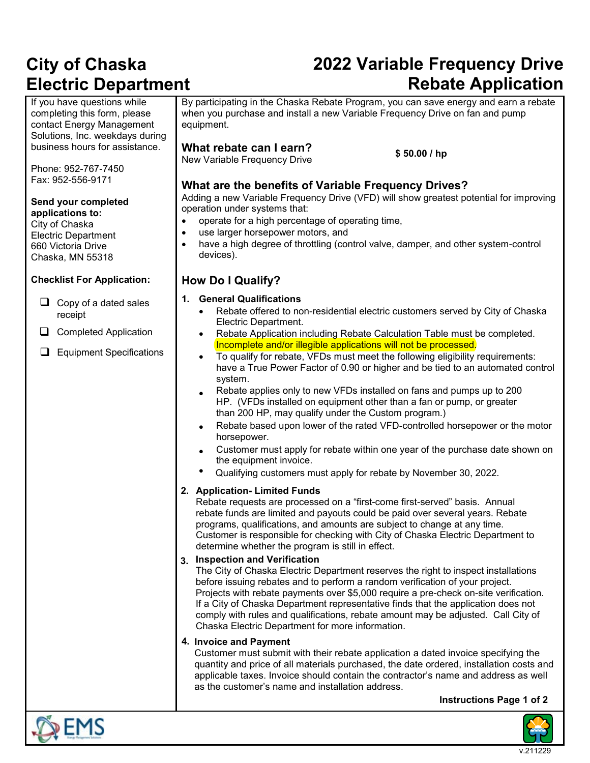# City of Chaska Electric Department

# 2022 Variable Frequency Drive Rebate Application

If you have questions while completing this form, please contact Energy Management Solutions, Inc. weekdays during business hours for assistance.

Phone: 952-767-7450
Fax: 952-556-9171

**Send your completed applications to:**
City of Chaska
Electric Department
660 Victoria Drive
Chaska, MN 55318

**Checklist For Application:**

- ❑ Copy of a dated sales receipt
- ❑ Completed Application
- ❑ Equipment Specifications

By participating in the Chaska Rebate Program, you can save energy and earn a rebate when you purchase and install a new Variable Frequency Drive on fan and pump equipment.

## What rebate can I earn?

New Variable Frequency Drive **$ 50.00 / hp**

## What are the benefits of Variable Frequency Drives?

Adding a new Variable Frequency Drive (VFD) will show greatest potential for improving operation under systems that:

- operate for a high percentage of operating time,
- use larger horsepower motors, and
- have a high degree of throttling (control valve, damper, and other system-control devices).

## How Do I Qualify?

### 1. General Qualifications

- Rebate offered to non-residential electric customers served by City of Chaska Electric Department.
- Rebate Application including Rebate Calculation Table must be completed. Incomplete and/or illegible applications will not be processed.
- To qualify for rebate, VFDs must meet the following eligibility requirements: have a True Power Factor of 0.90 or higher and be tied to an automated control system.
- Rebate applies only to new VFDs installed on fans and pumps up to 200 HP. (VFDs installed on equipment other than a fan or pump, or greater than 200 HP, may qualify under the Custom program.)
- Rebate based upon lower of the rated VFD-controlled horsepower or the motor horsepower.
- Customer must apply for rebate within one year of the purchase date shown on the equipment invoice.
- Qualifying customers must apply for rebate by November 30, 2022.

### 2. Application- Limited Funds

Rebate requests are processed on a "first-come first-served" basis. Annual rebate funds are limited and payouts could be paid over several years. Rebate programs, qualifications, and amounts are subject to change at any time. Customer is responsible for checking with City of Chaska Electric Department to determine whether the program is still in effect.

### 3. Inspection and Verification

The City of Chaska Electric Department reserves the right to inspect installations before issuing rebates and to perform a random verification of your project. Projects with rebate payments over $5,000 require a pre-check on-site verification. If a City of Chaska Department representative finds that the application does not comply with rules and qualifications, rebate amount may be adjusted. Call City of Chaska Electric Department for more information.

### 4. Invoice and Payment

Customer must submit with their rebate application a dated invoice specifying the quantity and price of all materials purchased, the date ordered, installation costs and applicable taxes. Invoice should contain the contractor's name and address as well as the customer's name and installation address.

**Instructions Page 1 of 2**

v.211229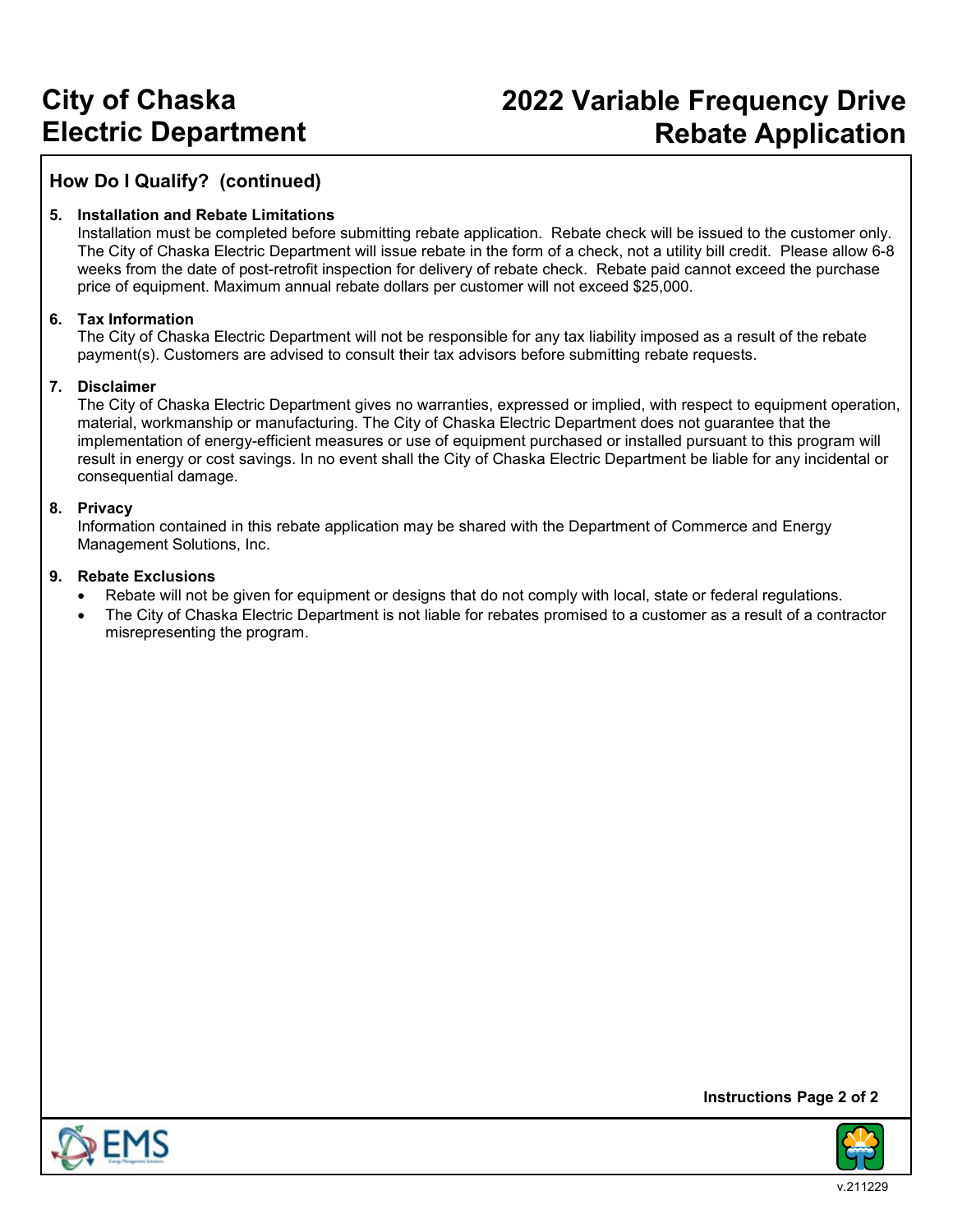# City of Chaska Electric Department

# 2022 Variable Frequency Drive Rebate Application

## How Do I Qualify? (continued)

**5. Installation and Rebate Limitations**

Installation must be completed before submitting rebate application. Rebate check will be issued to the customer only. The City of Chaska Electric Department will issue rebate in the form of a check, not a utility bill credit. Please allow 6-8 weeks from the date of post-retrofit inspection for delivery of rebate check. Rebate paid cannot exceed the purchase price of equipment. Maximum annual rebate dollars per customer will not exceed $25,000.

**6. Tax Information**

The City of Chaska Electric Department will not be responsible for any tax liability imposed as a result of the rebate payment(s). Customers are advised to consult their tax advisors before submitting rebate requests.

**7. Disclaimer**

The City of Chaska Electric Department gives no warranties, expressed or implied, with respect to equipment operation, material, workmanship or manufacturing. The City of Chaska Electric Department does not guarantee that the implementation of energy-efficient measures or use of equipment purchased or installed pursuant to this program will result in energy or cost savings. In no event shall the City of Chaska Electric Department be liable for any incidental or consequential damage.

**8. Privacy**

Information contained in this rebate application may be shared with the Department of Commerce and Energy Management Solutions, Inc.

**9. Rebate Exclusions**

- Rebate will not be given for equipment or designs that do not comply with local, state or federal regulations.
- The City of Chaska Electric Department is not liable for rebates promised to a customer as a result of a contractor misrepresenting the program.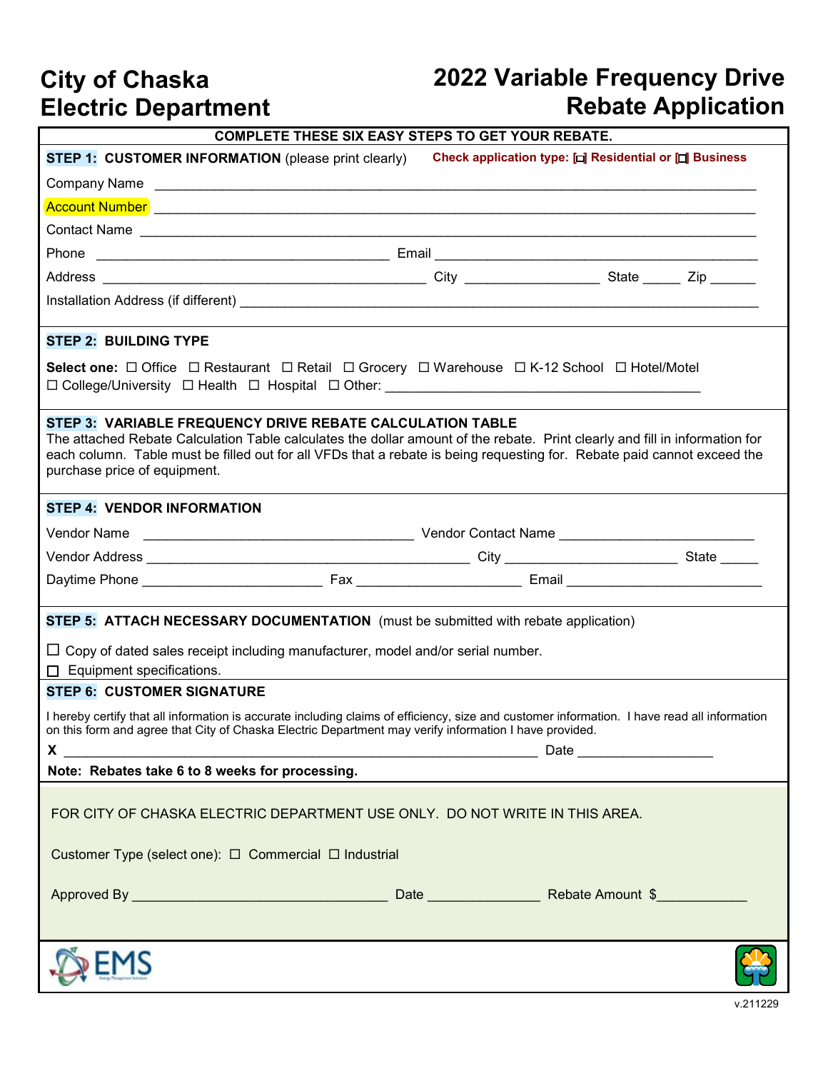# City of Chaska Electric Department

# 2022 Variable Frequency Drive Rebate Application

**COMPLETE THESE SIX EASY STEPS TO GET YOUR REBATE.**

**STEP 1: CUSTOMER INFORMATION** (please print clearly) **Check application type: ☐ Residential or ☐ Business**

Company Name ____________________________________________

Account Number ____________________________________________

Contact Name ____________________________________________

Phone ______________________ Email ______________________

Address ______________________ City __________ State _____ Zip ______

Installation Address (if different) ____________________________________________

**STEP 2: BUILDING TYPE**

**Select one:** ☐ Office ☐ Restaurant ☐ Retail ☐ Grocery ☐ Warehouse ☐ K-12 School ☐ Hotel/Motel
☐ College/University ☐ Health ☐ Hospital ☐ Other: ______________________

**STEP 3: VARIABLE FREQUENCY DRIVE REBATE CALCULATION TABLE**

The attached Rebate Calculation Table calculates the dollar amount of the rebate. Print clearly and fill in information for each column. Table must be filled out for all VFDs that a rebate is being requesting for. Rebate paid cannot exceed the purchase price of equipment.

**STEP 4: VENDOR INFORMATION**

Vendor Name ______________________ Vendor Contact Name ______________________

Vendor Address ______________________ City ______________________ State _____

Daytime Phone ______________________ Fax ______________________ Email ______________________

**STEP 5: ATTACH NECESSARY DOCUMENTATION** (must be submitted with rebate application)

☐ Copy of dated sales receipt including manufacturer, model and/or serial number.
☐ Equipment specifications.

**STEP 6: CUSTOMER SIGNATURE**

I hereby certify that all information is accurate including claims of efficiency, size and customer information. I have read all information on this form and agree that City of Chaska Electric Department may verify information I have provided.

**X** ____________________________________________ Date ______________

**Note: Rebates take 6 to 8 weeks for processing.**

FOR CITY OF CHASKA ELECTRIC DEPARTMENT USE ONLY. DO NOT WRITE IN THIS AREA.

Customer Type (select one): ☐ Commercial ☐ Industrial

Approved By ______________________ Date ______________ Rebate Amount $____________

v.211229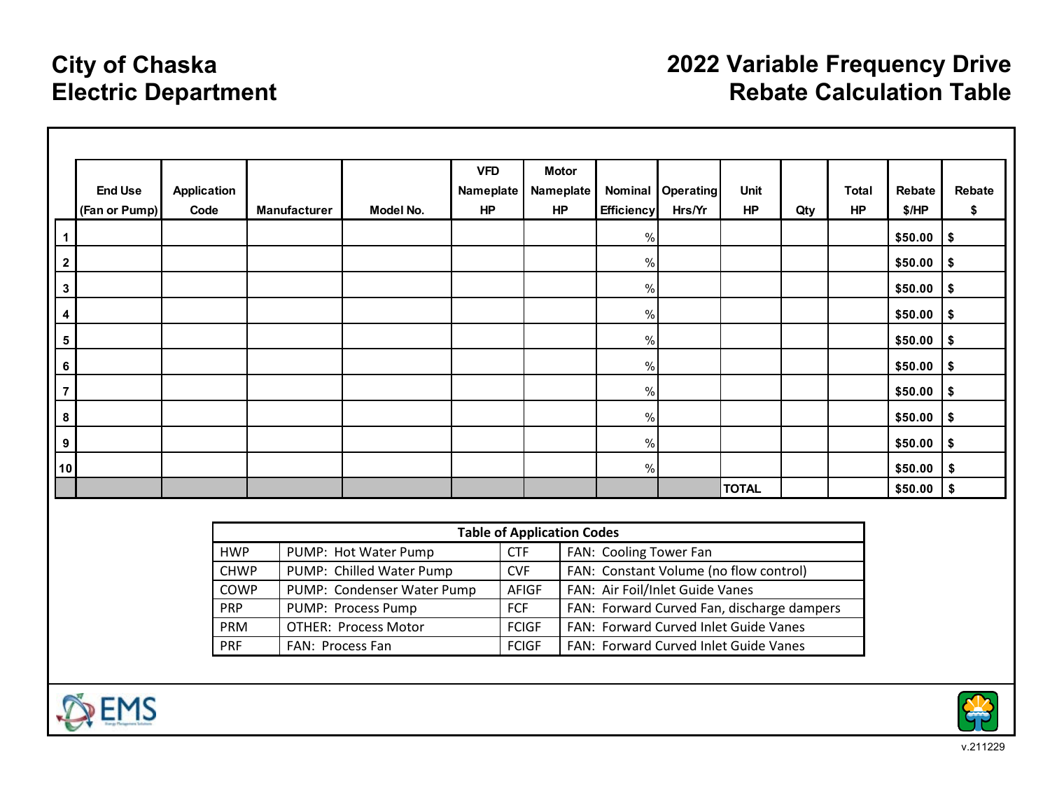# City of Chaska
# Electric Department

# 2022 Variable Frequency Drive Rebate Calculation Table

| | End Use (Fan or Pump) | Application Code | Manufacturer | Model No. | VFD Nameplate HP | Motor Nameplate HP | Nominal Efficiency | Operating Hrs/Yr | Unit HP | Qty | Total HP | Rebate $/HP | Rebate $ |
|---|---|---|---|---|---|---|---|---|---|---|---|---|---|
| 1 | | | | | | | % | | | | | $50.00 | $ |
| 2 | | | | | | | % | | | | | $50.00 | $ |
| 3 | | | | | | | % | | | | | $50.00 | $ |
| 4 | | | | | | | % | | | | | $50.00 | $ |
| 5 | | | | | | | % | | | | | $50.00 | $ |
| 6 | | | | | | | % | | | | | $50.00 | $ |
| 7 | | | | | | | % | | | | | $50.00 | $ |
| 8 | | | | | | | % | | | | | $50.00 | $ |
| 9 | | | | | | | % | | | | | $50.00 | $ |
| 10 | | | | | | | % | | | | | $50.00 | $ |
| | | | | | | | | | TOTAL | | | $50.00 | $ |

| Table of Application Codes | | | |
|---|---|---|---|
| HWP | PUMP: Hot Water Pump | CTF | FAN: Cooling Tower Fan |
| CHWP | PUMP: Chilled Water Pump | CVF | FAN: Constant Volume (no flow control) |
| COWP | PUMP: Condenser Water Pump | AFIGF | FAN: Air Foil/Inlet Guide Vanes |
| PRP | PUMP: Process Pump | FCF | FAN: Forward Curved Fan, discharge dampers |
| PRM | OTHER: Process Motor | FCIGF | FAN: Forward Curved Inlet Guide Vanes |
| PRF | FAN: Process Fan | FCIGF | FAN: Forward Curved Inlet Guide Vanes |

EMS

v.211229